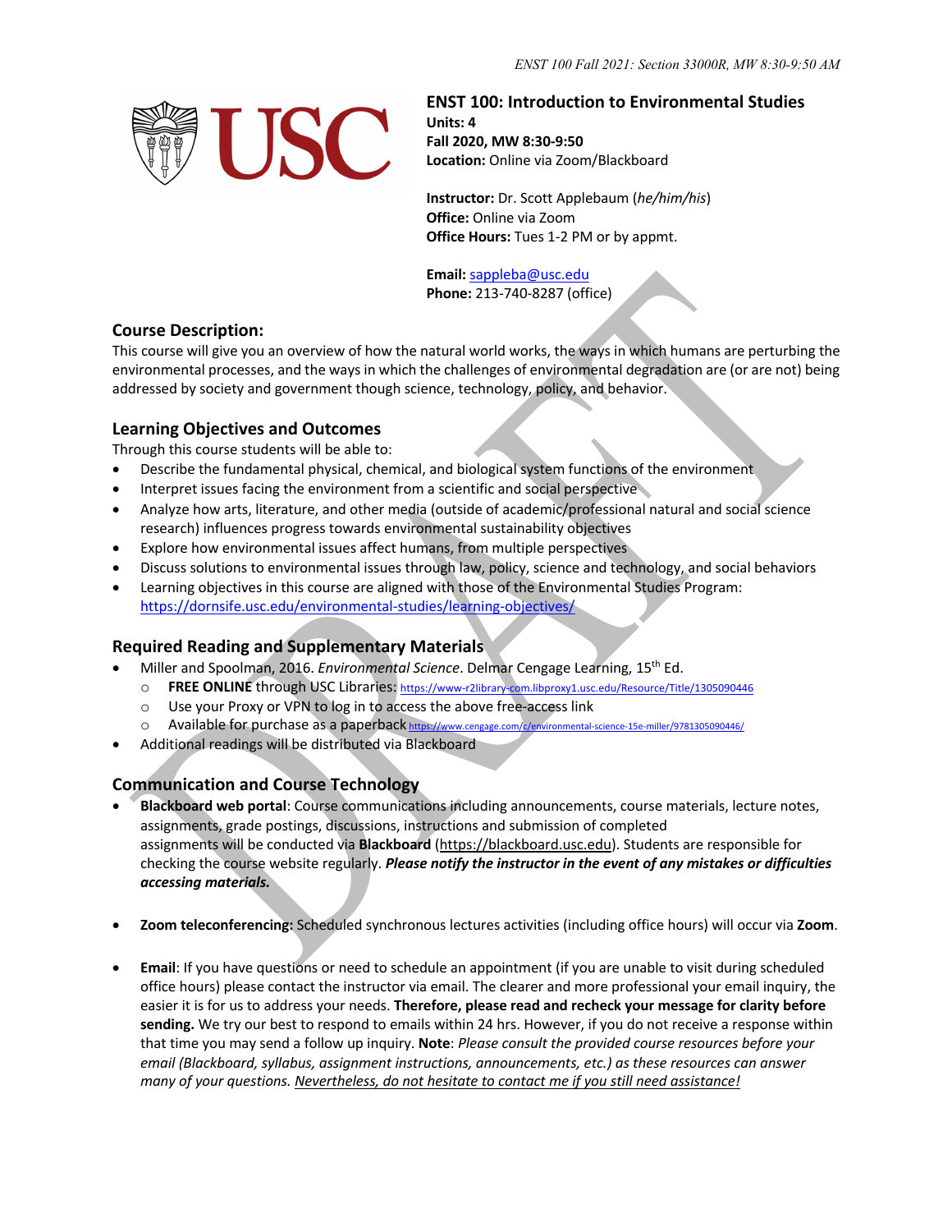## ENST 100: Introduction to Environmental Studies

**Units:** 4
**Fall 2020, MW 8:30-9:50**
**Location:** Online via Zoom/Blackboard

**Instructor:** Dr. Scott Applebaum (*he/him/his*)
**Office:** Online via Zoom
**Office Hours:** Tues 1-2 PM or by appmt.

**Email:** sappleba@usc.edu
**Phone:** 213-740-8287 (office)

### Course Description:

This course will give you an overview of how the natural world works, the ways in which humans are perturbing the environmental processes, and the ways in which the challenges of environmental degradation are (or are not) being addressed by society and government though science, technology, policy, and behavior.

### Learning Objectives and Outcomes

Through this course students will be able to:

- Describe the fundamental physical, chemical, and biological system functions of the environment
- Interpret issues facing the environment from a scientific and social perspective
- Analyze how arts, literature, and other media (outside of academic/professional natural and social science research) influences progress towards environmental sustainability objectives
- Explore how environmental issues affect humans, from multiple perspectives
- Discuss solutions to environmental issues through law, policy, science and technology, and social behaviors
- Learning objectives in this course are aligned with those of the Environmental Studies Program: https://dornsife.usc.edu/environmental-studies/learning-objectives/

### Required Reading and Supplementary Materials

- Miller and Spoolman, 2016. *Environmental Science*. Delmar Cengage Learning, 15th Ed.
  - **FREE ONLINE** through USC Libraries: https://www-r2library-com.libproxy1.usc.edu/Resource/Title/1305090446
  - Use your Proxy or VPN to log in to access the above free-access link
  - Available for purchase as a paperback https://www.cengage.com/c/environmental-science-15e-miller/9781305090446/
- Additional readings will be distributed via Blackboard

### Communication and Course Technology

- **Blackboard web portal**: Course communications including announcements, course materials, lecture notes, assignments, grade postings, discussions, instructions and submission of completed assignments will be conducted via **Blackboard** (https://blackboard.usc.edu). Students are responsible for checking the course website regularly. ***Please notify the instructor in the event of any mistakes or difficulties accessing materials.***

- **Zoom teleconferencing:** Scheduled synchronous lectures activities (including office hours) will occur via **Zoom**.

- **Email**: If you have questions or need to schedule an appointment (if you are unable to visit during scheduled office hours) please contact the instructor via email. The clearer and more professional your email inquiry, the easier it is for us to address your needs. **Therefore, please read and recheck your message for clarity before sending.** We try our best to respond to emails within 24 hrs. However, if you do not receive a response within that time you may send a follow up inquiry. **Note**: *Please consult the provided course resources before your email (Blackboard, syllabus, assignment instructions, announcements, etc.) as these resources can answer many of your questions. Nevertheless, do not hesitate to contact me if you still need assistance!*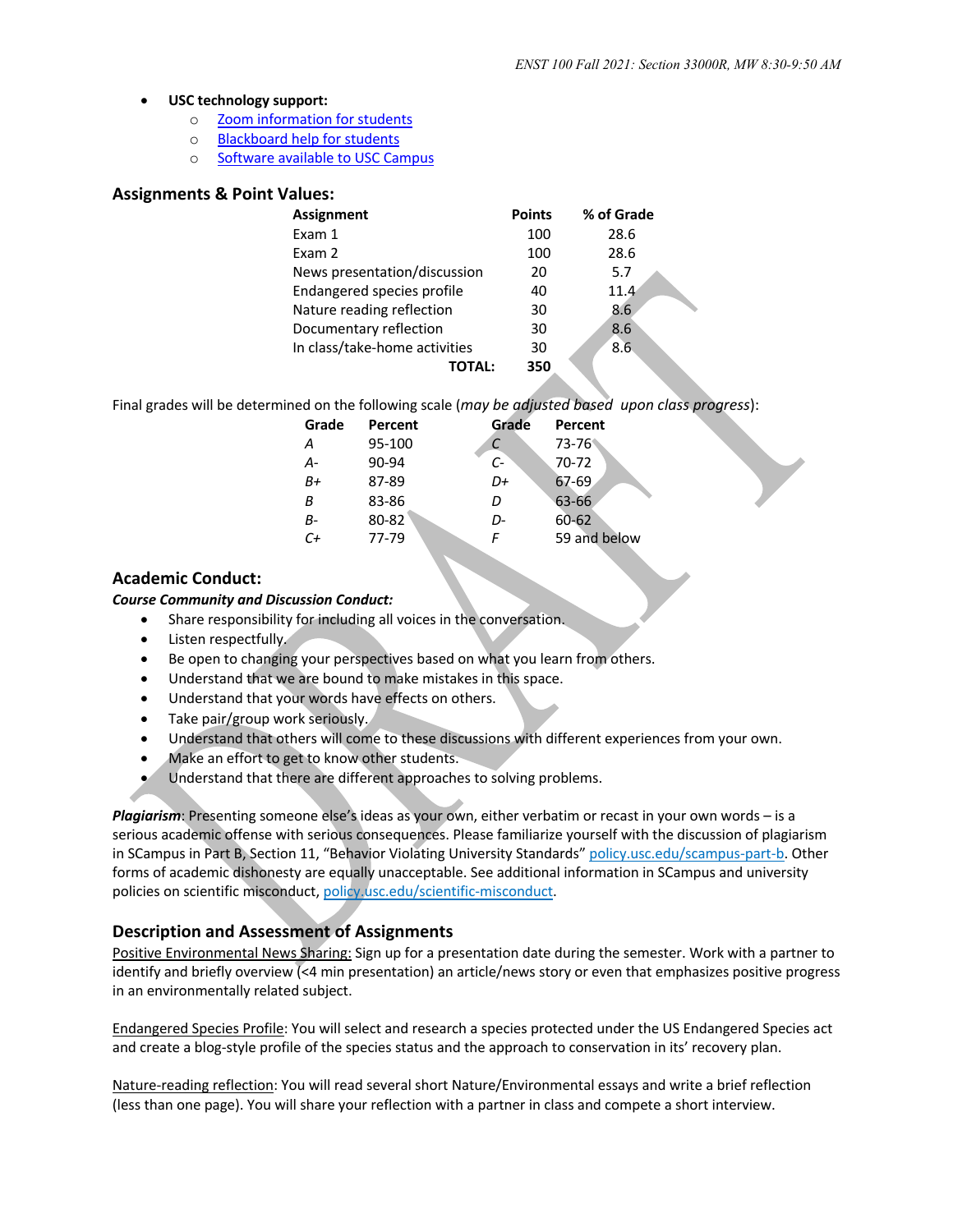- **USC technology support:**
  - [Zoom information for students]
  - [Blackboard help for students]
  - [Software available to USC Campus]

## Assignments & Point Values:

| Assignment | Points | % of Grade |
|---|---|---|
| Exam 1 | 100 | 28.6 |
| Exam 2 | 100 | 28.6 |
| News presentation/discussion | 20 | 5.7 |
| Endangered species profile | 40 | 11.4 |
| Nature reading reflection | 30 | 8.6 |
| Documentary reflection | 30 | 8.6 |
| In class/take-home activities | 30 | 8.6 |
| **TOTAL:** | **350** | |

Final grades will be determined on the following scale (*may be adjusted based upon class progress*):

| Grade | Percent | Grade | Percent |
|---|---|---|---|
| *A* | 95-100 | *C* | 73-76 |
| *A-* | 90-94 | *C-* | 70-72 |
| *B+* | 87-89 | *D+* | 67-69 |
| *B* | 83-86 | *D* | 63-66 |
| *B-* | 80-82 | *D-* | 60-62 |
| *C+* | 77-79 | *F* | 59 and below |

## Academic Conduct:

***Course Community and Discussion Conduct:***

- Share responsibility for including all voices in the conversation.
- Listen respectfully.
- Be open to changing your perspectives based on what you learn from others.
- Understand that we are bound to make mistakes in this space.
- Understand that your words have effects on others.
- Take pair/group work seriously.
- Understand that others will come to these discussions with different experiences from your own.
- Make an effort to get to know other students.
- Understand that there are different approaches to solving problems.

***Plagiarism***: Presenting someone else's ideas as your own, either verbatim or recast in your own words – is a serious academic offense with serious consequences. Please familiarize yourself with the discussion of plagiarism in SCampus in Part B, Section 11, "Behavior Violating University Standards" policy.usc.edu/scampus-part-b. Other forms of academic dishonesty are equally unacceptable. See additional information in SCampus and university policies on scientific misconduct, policy.usc.edu/scientific-misconduct.

## Description and Assessment of Assignments

Positive Environmental News Sharing: Sign up for a presentation date during the semester. Work with a partner to identify and briefly overview (<4 min presentation) an article/news story or even that emphasizes positive progress in an environmentally related subject.

Endangered Species Profile: You will select and research a species protected under the US Endangered Species act and create a blog-style profile of the species status and the approach to conservation in its' recovery plan.

Nature-reading reflection: You will read several short Nature/Environmental essays and write a brief reflection (less than one page). You will share your reflection with a partner in class and compete a short interview.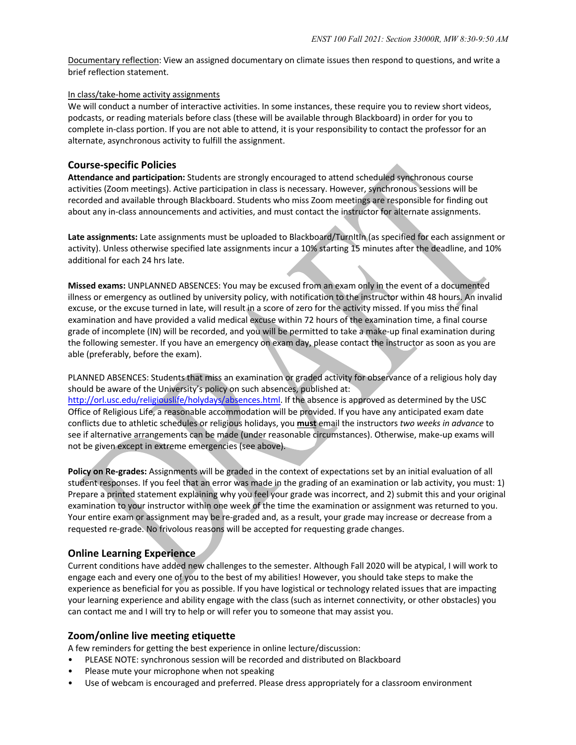Documentary reflection: View an assigned documentary on climate issues then respond to questions, and write a brief reflection statement.

In class/take-home activity assignments
We will conduct a number of interactive activities. In some instances, these require you to review short videos, podcasts, or reading materials before class (these will be available through Blackboard) in order for you to complete in-class portion. If you are not able to attend, it is your responsibility to contact the professor for an alternate, asynchronous activity to fulfill the assignment.

## Course-specific Policies

**Attendance and participation:** Students are strongly encouraged to attend scheduled synchronous course activities (Zoom meetings). Active participation in class is necessary. However, synchronous sessions will be recorded and available through Blackboard. Students who miss Zoom meetings are responsible for finding out about any in-class announcements and activities, and must contact the instructor for alternate assignments.

**Late assignments:** Late assignments must be uploaded to Blackboard/TurnItIn (as specified for each assignment or activity). Unless otherwise specified late assignments incur a 10% starting 15 minutes after the deadline, and 10% additional for each 24 hrs late.

**Missed exams:** UNPLANNED ABSENCES: You may be excused from an exam only in the event of a documented illness or emergency as outlined by university policy, with notification to the instructor within 48 hours. An invalid excuse, or the excuse turned in late, will result in a score of zero for the activity missed. If you miss the final examination and have provided a valid medical excuse within 72 hours of the examination time, a final course grade of incomplete (IN) will be recorded, and you will be permitted to take a make-up final examination during the following semester. If you have an emergency on exam day, please contact the instructor as soon as you are able (preferably, before the exam).

PLANNED ABSENCES: Students that miss an examination or graded activity for observance of a religious holy day should be aware of the University's policy on such absences, published at: http://orl.usc.edu/religiouslife/holydays/absences.html. If the absence is approved as determined by the USC Office of Religious Life, a reasonable accommodation will be provided. If you have any anticipated exam date conflicts due to athletic schedules or religious holidays, you **must** email the instructors *two weeks in advance* to see if alternative arrangements can be made (under reasonable circumstances). Otherwise, make-up exams will not be given except in extreme emergencies (see above).

**Policy on Re-grades:** Assignments will be graded in the context of expectations set by an initial evaluation of all student responses. If you feel that an error was made in the grading of an examination or lab activity, you must: 1) Prepare a printed statement explaining why you feel your grade was incorrect, and 2) submit this and your original examination to your instructor within one week of the time the examination or assignment was returned to you. Your entire exam or assignment may be re-graded and, as a result, your grade may increase or decrease from a requested re-grade. No frivolous reasons will be accepted for requesting grade changes.

## Online Learning Experience

Current conditions have added new challenges to the semester. Although Fall 2020 will be atypical, I will work to engage each and every one of you to the best of my abilities! However, you should take steps to make the experience as beneficial for you as possible. If you have logistical or technology related issues that are impacting your learning experience and ability engage with the class (such as internet connectivity, or other obstacles) you can contact me and I will try to help or will refer you to someone that may assist you.

## Zoom/online live meeting etiquette

A few reminders for getting the best experience in online lecture/discussion:

- PLEASE NOTE: synchronous session will be recorded and distributed on Blackboard
- Please mute your microphone when not speaking
- Use of webcam is encouraged and preferred. Please dress appropriately for a classroom environment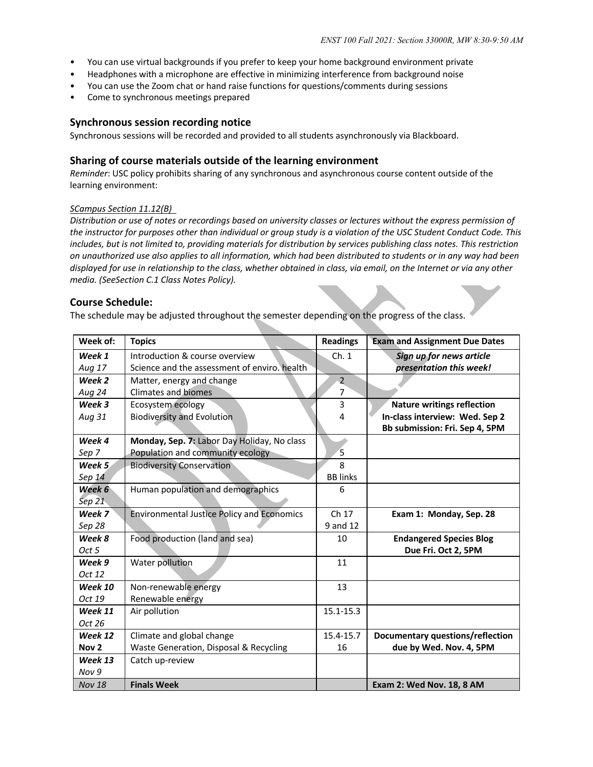- You can use virtual backgrounds if you prefer to keep your home background environment private
- Headphones with a microphone are effective in minimizing interference from background noise
- You can use the Zoom chat or hand raise functions for questions/comments during sessions
- Come to synchronous meetings prepared

### Synchronous session recording notice

Synchronous sessions will be recorded and provided to all students asynchronously via Blackboard.

### Sharing of course materials outside of the learning environment

*Reminder*: USC policy prohibits sharing of any synchronous and asynchronous course content outside of the learning environment:

*SCampus Section 11.12(B)*
*Distribution or use of notes or recordings based on university classes or lectures without the express permission of the instructor for purposes other than individual or group study is a violation of the USC Student Conduct Code. This includes, but is not limited to, providing materials for distribution by services publishing class notes. This restriction on unauthorized use also applies to all information, which had been distributed to students or in any way had been displayed for use in relationship to the class, whether obtained in class, via email, on the Internet or via any other media. (SeeSection C.1 Class Notes Policy).*

### Course Schedule:

The schedule may be adjusted throughout the semester depending on the progress of the class.

| Week of: | Topics | Readings | Exam and Assignment Due Dates |
|---|---|---|---|
| ***Week 1*** *Aug 17* | Introduction & course overview<br>Science and the assessment of enviro. health | Ch. 1 | ***Sign up for news article presentation this week!*** |
| ***Week 2*** *Aug 24* | Matter, energy and change<br>Climates and biomes | 2<br>7 | |
| ***Week 3*** *Aug 31* | Ecosystem ecology<br>Biodiversity and Evolution | 3<br>4 | **Nature writings reflection**<br>**In-class interview: Wed. Sep 2**<br>**Bb submission: Fri. Sep 4, 5PM** |
| ***Week 4*** *Sep 7* | **Monday, Sep. 7:** Labor Day Holiday, No class<br>Population and community ecology | 5 | |
| ***Week 5*** *Sep 14* | Biodiversity Conservation | 8<br>BB links | |
| ***Week 6*** *Sep 21* | Human population and demographics | 6 | |
| ***Week 7*** *Sep 28* | Environmental Justice Policy and Economics | Ch 17<br>9 and 12 | **Exam 1: Monday, Sep. 28** |
| ***Week 8*** *Oct 5* | Food production (land and sea) | 10 | **Endangered Species Blog Due Fri. Oct 2, 5PM** |
| ***Week 9*** *Oct 12* | Water pollution | 11 | |
| ***Week 10*** *Oct 19* | Non-renewable energy<br>Renewable energy | 13 | |
| ***Week 11*** *Oct 26* | Air pollution | 15.1-15.3 | |
| ***Week 12*** **Nov 2** | Climate and global change<br>Waste Generation, Disposal & Recycling | 15.4-15.7<br>16 | **Documentary questions/reflection due by Wed. Nov. 4, 5PM** |
| ***Week 13*** *Nov 9* | Catch up-review | | |
| *Nov 18* | **Finals Week** | | **Exam 2: Wed Nov. 18, 8 AM** |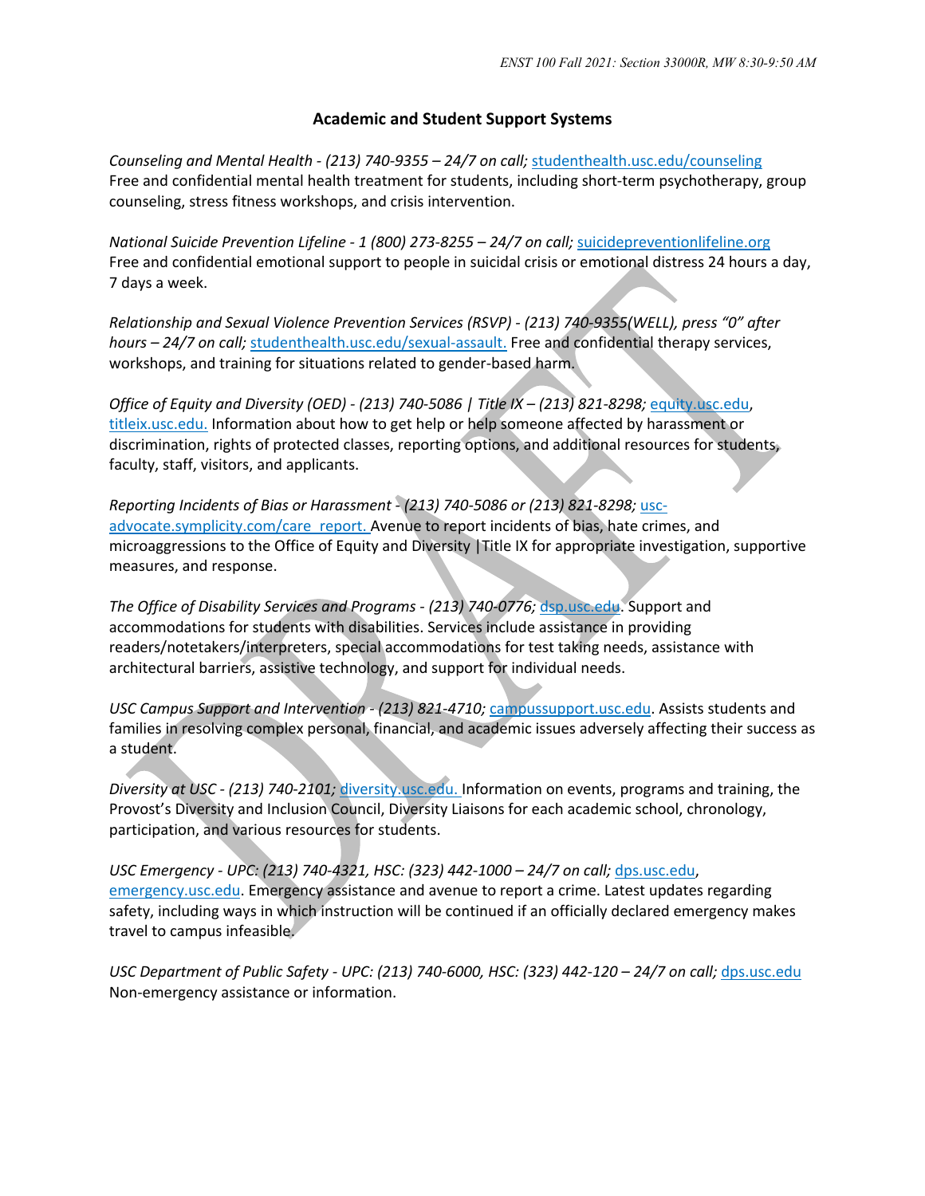## Academic and Student Support Systems

*Counseling and Mental Health - (213) 740-9355 – 24/7 on call;* studenthealth.usc.edu/counseling
Free and confidential mental health treatment for students, including short-term psychotherapy, group counseling, stress fitness workshops, and crisis intervention.

*National Suicide Prevention Lifeline - 1 (800) 273-8255 – 24/7 on call;* suicidepreventionlifeline.org
Free and confidential emotional support to people in suicidal crisis or emotional distress 24 hours a day, 7 days a week.

*Relationship and Sexual Violence Prevention Services (RSVP) - (213) 740-9355(WELL), press "0" after hours – 24/7 on call;* studenthealth.usc.edu/sexual-assault. Free and confidential therapy services, workshops, and training for situations related to gender-based harm.

*Office of Equity and Diversity (OED) - (213) 740-5086 | Title IX – (213) 821-8298;* equity.usc.edu, titleix.usc.edu. Information about how to get help or help someone affected by harassment or discrimination, rights of protected classes, reporting options, and additional resources for students, faculty, staff, visitors, and applicants.

*Reporting Incidents of Bias or Harassment - (213) 740-5086 or (213) 821-8298;* usc-advocate.symplicity.com/care_report. Avenue to report incidents of bias, hate crimes, and microaggressions to the Office of Equity and Diversity |Title IX for appropriate investigation, supportive measures, and response.

*The Office of Disability Services and Programs - (213) 740-0776;* dsp.usc.edu. Support and accommodations for students with disabilities. Services include assistance in providing readers/notetakers/interpreters, special accommodations for test taking needs, assistance with architectural barriers, assistive technology, and support for individual needs.

*USC Campus Support and Intervention - (213) 821-4710;* campussupport.usc.edu. Assists students and families in resolving complex personal, financial, and academic issues adversely affecting their success as a student.

*Diversity at USC - (213) 740-2101;* diversity.usc.edu. Information on events, programs and training, the Provost's Diversity and Inclusion Council, Diversity Liaisons for each academic school, chronology, participation, and various resources for students.

*USC Emergency - UPC: (213) 740-4321, HSC: (323) 442-1000 – 24/7 on call;* dps.usc.edu, emergency.usc.edu. Emergency assistance and avenue to report a crime. Latest updates regarding safety, including ways in which instruction will be continued if an officially declared emergency makes travel to campus infeasible.

*USC Department of Public Safety - UPC: (213) 740-6000, HSC: (323) 442-120 – 24/7 on call;* dps.usc.edu
Non-emergency assistance or information.